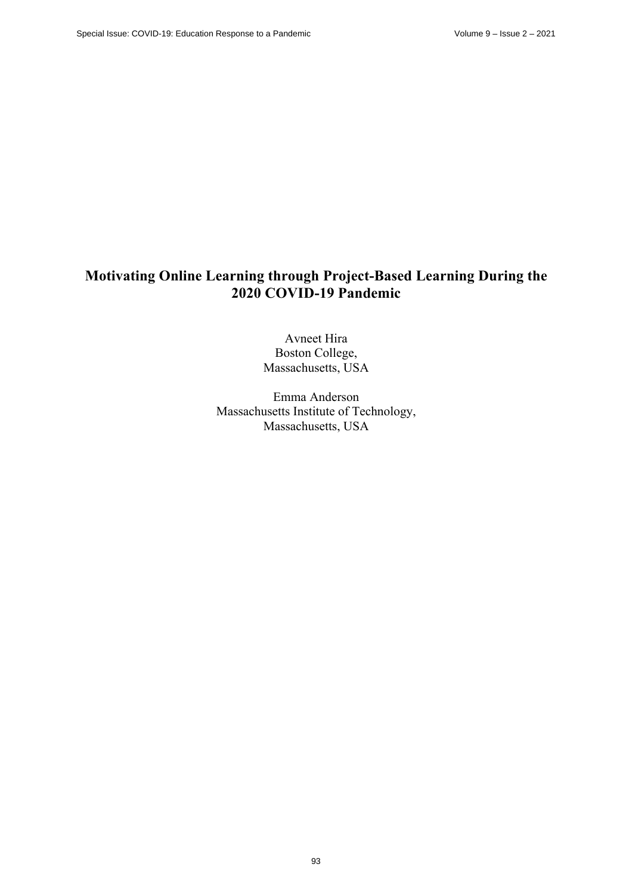# Motivating Online Learning through Project-Based Learning During the 2020 COVID-19 Pandemic

Avneet Hira
Boston College,
Massachusetts, USA

Emma Anderson
Massachusetts Institute of Technology,
Massachusetts, USA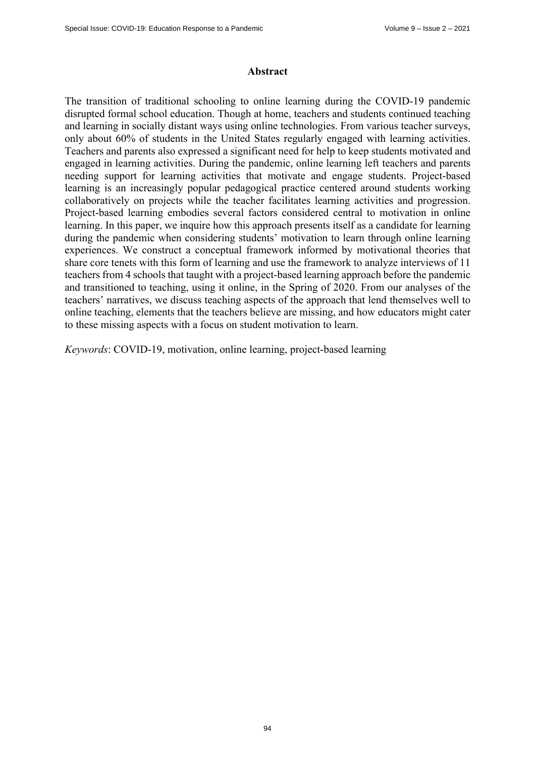## Abstract

The transition of traditional schooling to online learning during the COVID-19 pandemic disrupted formal school education. Though at home, teachers and students continued teaching and learning in socially distant ways using online technologies. From various teacher surveys, only about 60% of students in the United States regularly engaged with learning activities. Teachers and parents also expressed a significant need for help to keep students motivated and engaged in learning activities. During the pandemic, online learning left teachers and parents needing support for learning activities that motivate and engage students. Project-based learning is an increasingly popular pedagogical practice centered around students working collaboratively on projects while the teacher facilitates learning activities and progression. Project-based learning embodies several factors considered central to motivation in online learning. In this paper, we inquire how this approach presents itself as a candidate for learning during the pandemic when considering students' motivation to learn through online learning experiences. We construct a conceptual framework informed by motivational theories that share core tenets with this form of learning and use the framework to analyze interviews of 11 teachers from 4 schools that taught with a project-based learning approach before the pandemic and transitioned to teaching, using it online, in the Spring of 2020. From our analyses of the teachers' narratives, we discuss teaching aspects of the approach that lend themselves well to online teaching, elements that the teachers believe are missing, and how educators might cater to these missing aspects with a focus on student motivation to learn.

*Keywords*: COVID-19, motivation, online learning, project-based learning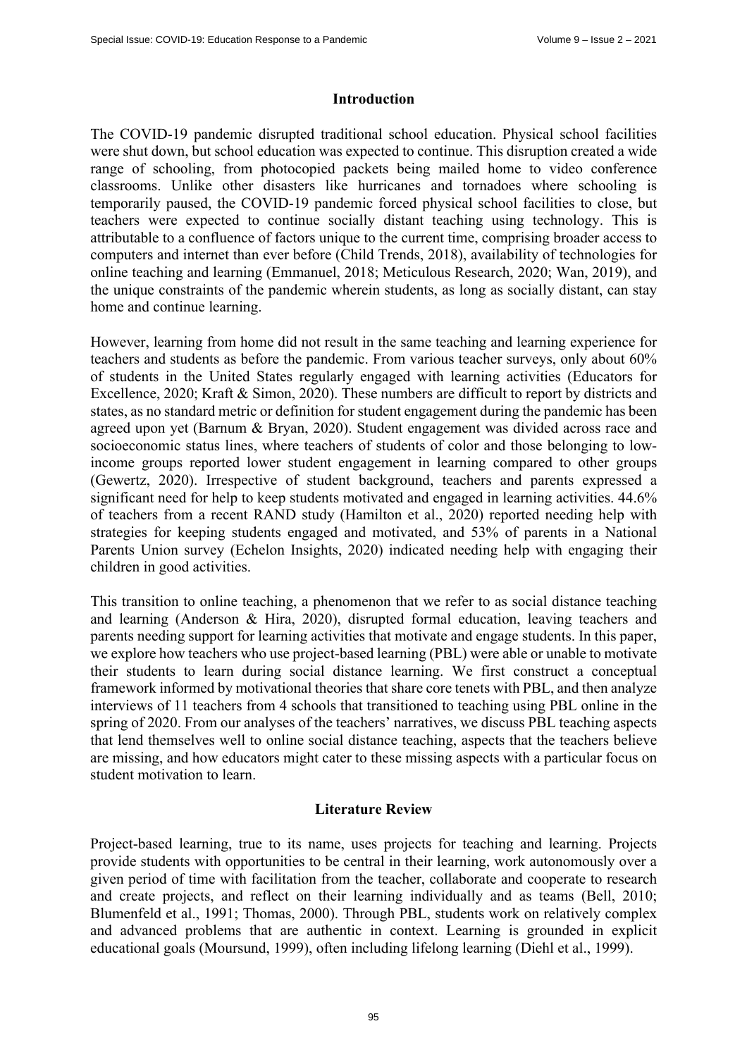## Introduction

The COVID-19 pandemic disrupted traditional school education. Physical school facilities were shut down, but school education was expected to continue. This disruption created a wide range of schooling, from photocopied packets being mailed home to video conference classrooms. Unlike other disasters like hurricanes and tornadoes where schooling is temporarily paused, the COVID-19 pandemic forced physical school facilities to close, but teachers were expected to continue socially distant teaching using technology. This is attributable to a confluence of factors unique to the current time, comprising broader access to computers and internet than ever before (Child Trends, 2018), availability of technologies for online teaching and learning (Emmanuel, 2018; Meticulous Research, 2020; Wan, 2019), and the unique constraints of the pandemic wherein students, as long as socially distant, can stay home and continue learning.

However, learning from home did not result in the same teaching and learning experience for teachers and students as before the pandemic. From various teacher surveys, only about 60% of students in the United States regularly engaged with learning activities (Educators for Excellence, 2020; Kraft & Simon, 2020). These numbers are difficult to report by districts and states, as no standard metric or definition for student engagement during the pandemic has been agreed upon yet (Barnum & Bryan, 2020). Student engagement was divided across race and socioeconomic status lines, where teachers of students of color and those belonging to low-income groups reported lower student engagement in learning compared to other groups (Gewertz, 2020). Irrespective of student background, teachers and parents expressed a significant need for help to keep students motivated and engaged in learning activities. 44.6% of teachers from a recent RAND study (Hamilton et al., 2020) reported needing help with strategies for keeping students engaged and motivated, and 53% of parents in a National Parents Union survey (Echelon Insights, 2020) indicated needing help with engaging their children in good activities.

This transition to online teaching, a phenomenon that we refer to as social distance teaching and learning (Anderson & Hira, 2020), disrupted formal education, leaving teachers and parents needing support for learning activities that motivate and engage students. In this paper, we explore how teachers who use project-based learning (PBL) were able or unable to motivate their students to learn during social distance learning. We first construct a conceptual framework informed by motivational theories that share core tenets with PBL, and then analyze interviews of 11 teachers from 4 schools that transitioned to teaching using PBL online in the spring of 2020. From our analyses of the teachers' narratives, we discuss PBL teaching aspects that lend themselves well to online social distance teaching, aspects that the teachers believe are missing, and how educators might cater to these missing aspects with a particular focus on student motivation to learn.

## Literature Review

Project-based learning, true to its name, uses projects for teaching and learning. Projects provide students with opportunities to be central in their learning, work autonomously over a given period of time with facilitation from the teacher, collaborate and cooperate to research and create projects, and reflect on their learning individually and as teams (Bell, 2010; Blumenfeld et al., 1991; Thomas, 2000). Through PBL, students work on relatively complex and advanced problems that are authentic in context. Learning is grounded in explicit educational goals (Moursund, 1999), often including lifelong learning (Diehl et al., 1999).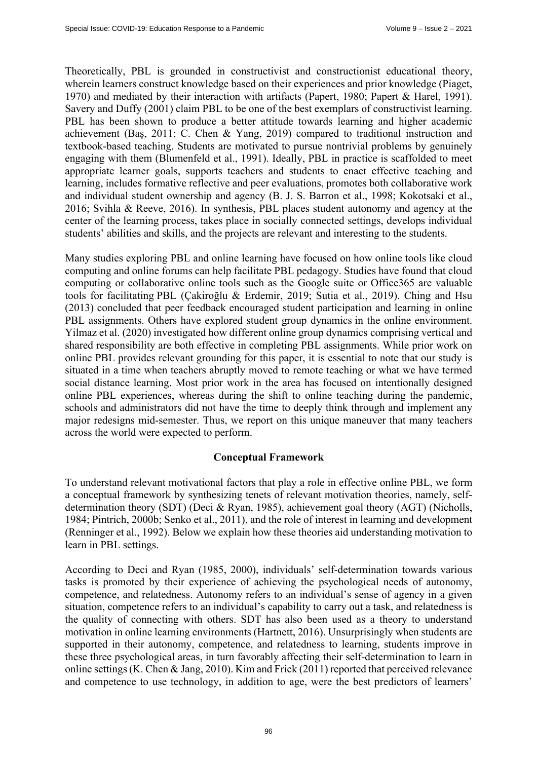Theoretically, PBL is grounded in constructivist and constructionist educational theory, wherein learners construct knowledge based on their experiences and prior knowledge (Piaget, 1970) and mediated by their interaction with artifacts (Papert, 1980; Papert & Harel, 1991). Savery and Duffy (2001) claim PBL to be one of the best exemplars of constructivist learning. PBL has been shown to produce a better attitude towards learning and higher academic achievement (Baş, 2011; C. Chen & Yang, 2019) compared to traditional instruction and textbook-based teaching. Students are motivated to pursue nontrivial problems by genuinely engaging with them (Blumenfeld et al., 1991). Ideally, PBL in practice is scaffolded to meet appropriate learner goals, supports teachers and students to enact effective teaching and learning, includes formative reflective and peer evaluations, promotes both collaborative work and individual student ownership and agency (B. J. S. Barron et al., 1998; Kokotsaki et al., 2016; Svihla & Reeve, 2016). In synthesis, PBL places student autonomy and agency at the center of the learning process, takes place in socially connected settings, develops individual students' abilities and skills, and the projects are relevant and interesting to the students.

Many studies exploring PBL and online learning have focused on how online tools like cloud computing and online forums can help facilitate PBL pedagogy. Studies have found that cloud computing or collaborative online tools such as the Google suite or Office365 are valuable tools for facilitating PBL (Çakiroğlu & Erdemir, 2019; Sutia et al., 2019). Ching and Hsu (2013) concluded that peer feedback encouraged student participation and learning in online PBL assignments. Others have explored student group dynamics in the online environment. Yilmaz et al. (2020) investigated how different online group dynamics comprising vertical and shared responsibility are both effective in completing PBL assignments. While prior work on online PBL provides relevant grounding for this paper, it is essential to note that our study is situated in a time when teachers abruptly moved to remote teaching or what we have termed social distance learning. Most prior work in the area has focused on intentionally designed online PBL experiences, whereas during the shift to online teaching during the pandemic, schools and administrators did not have the time to deeply think through and implement any major redesigns mid-semester. Thus, we report on this unique maneuver that many teachers across the world were expected to perform.

## Conceptual Framework

To understand relevant motivational factors that play a role in effective online PBL, we form a conceptual framework by synthesizing tenets of relevant motivation theories, namely, self-determination theory (SDT) (Deci & Ryan, 1985), achievement goal theory (AGT) (Nicholls, 1984; Pintrich, 2000b; Senko et al., 2011), and the role of interest in learning and development (Renninger et al., 1992). Below we explain how these theories aid understanding motivation to learn in PBL settings.

According to Deci and Ryan (1985, 2000), individuals' self-determination towards various tasks is promoted by their experience of achieving the psychological needs of autonomy, competence, and relatedness. Autonomy refers to an individual's sense of agency in a given situation, competence refers to an individual's capability to carry out a task, and relatedness is the quality of connecting with others. SDT has also been used as a theory to understand motivation in online learning environments (Hartnett, 2016). Unsurprisingly when students are supported in their autonomy, competence, and relatedness to learning, students improve in these three psychological areas, in turn favorably affecting their self-determination to learn in online settings (K. Chen & Jang, 2010). Kim and Frick (2011) reported that perceived relevance and competence to use technology, in addition to age, were the best predictors of learners'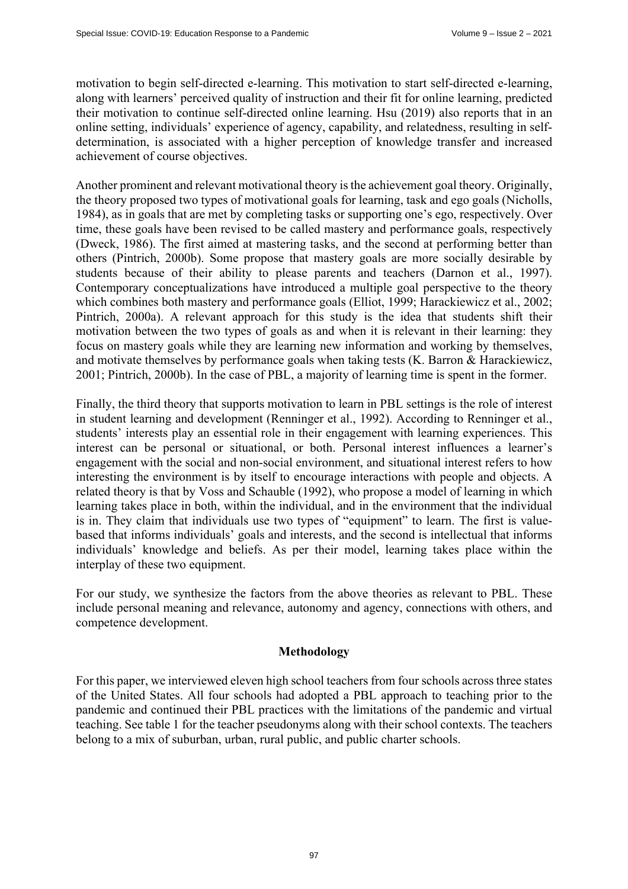motivation to begin self-directed e-learning. This motivation to start self-directed e-learning, along with learners' perceived quality of instruction and their fit for online learning, predicted their motivation to continue self-directed online learning. Hsu (2019) also reports that in an online setting, individuals' experience of agency, capability, and relatedness, resulting in self-determination, is associated with a higher perception of knowledge transfer and increased achievement of course objectives.

Another prominent and relevant motivational theory is the achievement goal theory. Originally, the theory proposed two types of motivational goals for learning, task and ego goals (Nicholls, 1984), as in goals that are met by completing tasks or supporting one's ego, respectively. Over time, these goals have been revised to be called mastery and performance goals, respectively (Dweck, 1986). The first aimed at mastering tasks, and the second at performing better than others (Pintrich, 2000b). Some propose that mastery goals are more socially desirable by students because of their ability to please parents and teachers (Darnon et al., 1997). Contemporary conceptualizations have introduced a multiple goal perspective to the theory which combines both mastery and performance goals (Elliot, 1999; Harackiewicz et al., 2002; Pintrich, 2000a). A relevant approach for this study is the idea that students shift their motivation between the two types of goals as and when it is relevant in their learning: they focus on mastery goals while they are learning new information and working by themselves, and motivate themselves by performance goals when taking tests (K. Barron & Harackiewicz, 2001; Pintrich, 2000b). In the case of PBL, a majority of learning time is spent in the former.

Finally, the third theory that supports motivation to learn in PBL settings is the role of interest in student learning and development (Renninger et al., 1992). According to Renninger et al., students' interests play an essential role in their engagement with learning experiences. This interest can be personal or situational, or both. Personal interest influences a learner's engagement with the social and non-social environment, and situational interest refers to how interesting the environment is by itself to encourage interactions with people and objects. A related theory is that by Voss and Schauble (1992), who propose a model of learning in which learning takes place in both, within the individual, and in the environment that the individual is in. They claim that individuals use two types of "equipment" to learn. The first is value-based that informs individuals' goals and interests, and the second is intellectual that informs individuals' knowledge and beliefs. As per their model, learning takes place within the interplay of these two equipment.

For our study, we synthesize the factors from the above theories as relevant to PBL. These include personal meaning and relevance, autonomy and agency, connections with others, and competence development.

## Methodology

For this paper, we interviewed eleven high school teachers from four schools across three states of the United States. All four schools had adopted a PBL approach to teaching prior to the pandemic and continued their PBL practices with the limitations of the pandemic and virtual teaching. See table 1 for the teacher pseudonyms along with their school contexts. The teachers belong to a mix of suburban, urban, rural public, and public charter schools.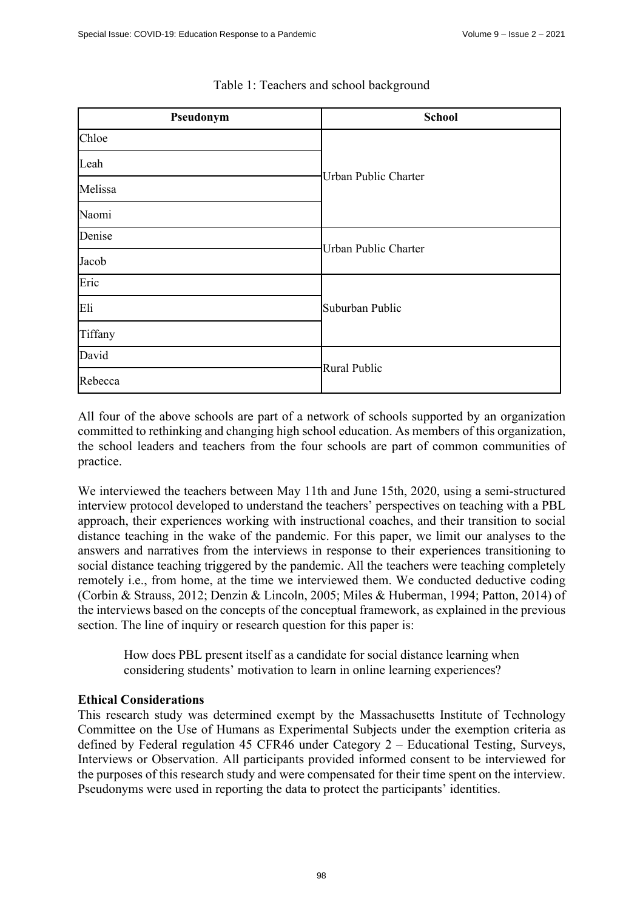Table 1: Teachers and school background

| Pseudonym | School |
|---|---|
| Chloe | Urban Public Charter |
| Leah | |
| Melissa | |
| Naomi | |
| Denise | Urban Public Charter |
| Jacob | |
| Eric | Suburban Public |
| Eli | |
| Tiffany | |
| David | Rural Public |
| Rebecca | |

All four of the above schools are part of a network of schools supported by an organization committed to rethinking and changing high school education. As members of this organization, the school leaders and teachers from the four schools are part of common communities of practice.

We interviewed the teachers between May 11th and June 15th, 2020, using a semi-structured interview protocol developed to understand the teachers' perspectives on teaching with a PBL approach, their experiences working with instructional coaches, and their transition to social distance teaching in the wake of the pandemic. For this paper, we limit our analyses to the answers and narratives from the interviews in response to their experiences transitioning to social distance teaching triggered by the pandemic. All the teachers were teaching completely remotely i.e., from home, at the time we interviewed them. We conducted deductive coding (Corbin & Strauss, 2012; Denzin & Lincoln, 2005; Miles & Huberman, 1994; Patton, 2014) of the interviews based on the concepts of the conceptual framework, as explained in the previous section. The line of inquiry or research question for this paper is:

> How does PBL present itself as a candidate for social distance learning when considering students' motivation to learn in online learning experiences?

**Ethical Considerations**

This research study was determined exempt by the Massachusetts Institute of Technology Committee on the Use of Humans as Experimental Subjects under the exemption criteria as defined by Federal regulation 45 CFR46 under Category 2 – Educational Testing, Surveys, Interviews or Observation. All participants provided informed consent to be interviewed for the purposes of this research study and were compensated for their time spent on the interview. Pseudonyms were used in reporting the data to protect the participants' identities.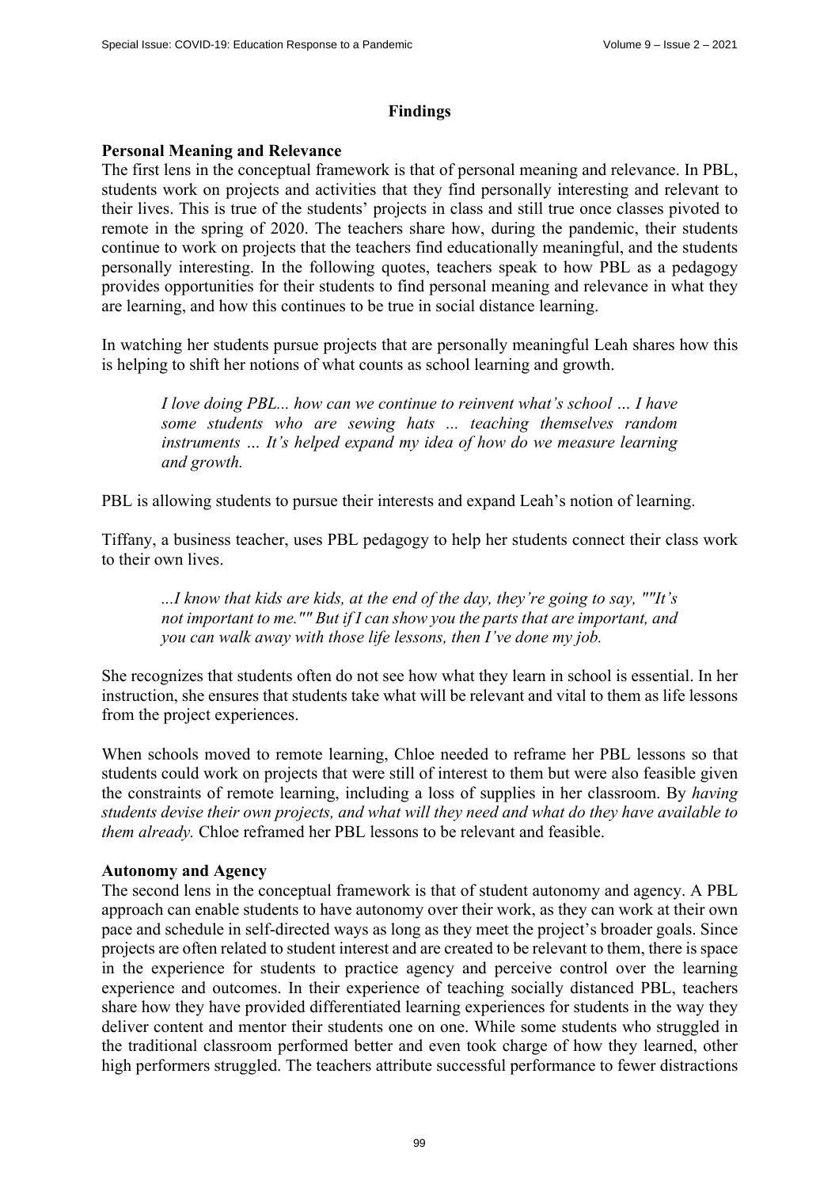## Findings

### Personal Meaning and Relevance

The first lens in the conceptual framework is that of personal meaning and relevance. In PBL, students work on projects and activities that they find personally interesting and relevant to their lives. This is true of the students' projects in class and still true once classes pivoted to remote in the spring of 2020. The teachers share how, during the pandemic, their students continue to work on projects that the teachers find educationally meaningful, and the students personally interesting. In the following quotes, teachers speak to how PBL as a pedagogy provides opportunities for their students to find personal meaning and relevance in what they are learning, and how this continues to be true in social distance learning.

In watching her students pursue projects that are personally meaningful Leah shares how this is helping to shift her notions of what counts as school learning and growth.

> *I love doing PBL... how can we continue to reinvent what's school … I have some students who are sewing hats ... teaching themselves random instruments … It's helped expand my idea of how do we measure learning and growth.*

PBL is allowing students to pursue their interests and expand Leah's notion of learning.

Tiffany, a business teacher, uses PBL pedagogy to help her students connect their class work to their own lives.

> *...I know that kids are kids, at the end of the day, they're going to say, ""It's not important to me."" But if I can show you the parts that are important, and you can walk away with those life lessons, then I've done my job.*

She recognizes that students often do not see how what they learn in school is essential. In her instruction, she ensures that students take what will be relevant and vital to them as life lessons from the project experiences.

When schools moved to remote learning, Chloe needed to reframe her PBL lessons so that students could work on projects that were still of interest to them but were also feasible given the constraints of remote learning, including a loss of supplies in her classroom. By *having students devise their own projects, and what will they need and what do they have available to them already.* Chloe reframed her PBL lessons to be relevant and feasible.

### Autonomy and Agency

The second lens in the conceptual framework is that of student autonomy and agency. A PBL approach can enable students to have autonomy over their work, as they can work at their own pace and schedule in self-directed ways as long as they meet the project's broader goals. Since projects are often related to student interest and are created to be relevant to them, there is space in the experience for students to practice agency and perceive control over the learning experience and outcomes. In their experience of teaching socially distanced PBL, teachers share how they have provided differentiated learning experiences for students in the way they deliver content and mentor their students one on one. While some students who struggled in the traditional classroom performed better and even took charge of how they learned, other high performers struggled. The teachers attribute successful performance to fewer distractions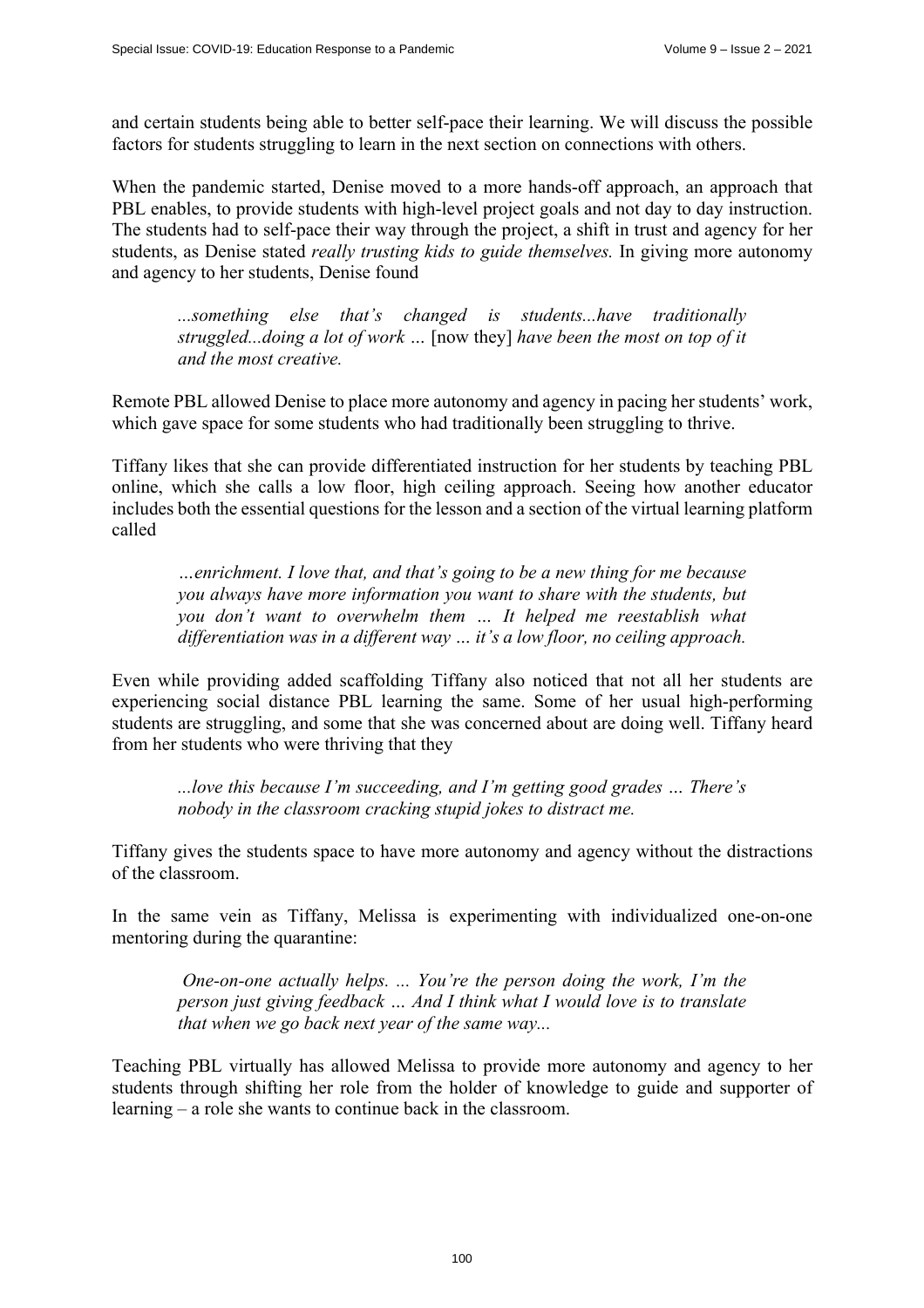and certain students being able to better self-pace their learning. We will discuss the possible factors for students struggling to learn in the next section on connections with others.

When the pandemic started, Denise moved to a more hands-off approach, an approach that PBL enables, to provide students with high-level project goals and not day to day instruction. The students had to self-pace their way through the project, a shift in trust and agency for her students, as Denise stated *really trusting kids to guide themselves.* In giving more autonomy and agency to her students, Denise found

> *...something else that's changed is students...have traditionally struggled...doing a lot of work …* [now they] *have been the most on top of it and the most creative.*

Remote PBL allowed Denise to place more autonomy and agency in pacing her students' work, which gave space for some students who had traditionally been struggling to thrive.

Tiffany likes that she can provide differentiated instruction for her students by teaching PBL online, which she calls a low floor, high ceiling approach. Seeing how another educator includes both the essential questions for the lesson and a section of the virtual learning platform called

> *…enrichment. I love that, and that's going to be a new thing for me because you always have more information you want to share with the students, but you don't want to overwhelm them … It helped me reestablish what differentiation was in a different way … it's a low floor, no ceiling approach.*

Even while providing added scaffolding Tiffany also noticed that not all her students are experiencing social distance PBL learning the same. Some of her usual high-performing students are struggling, and some that she was concerned about are doing well. Tiffany heard from her students who were thriving that they

> *...love this because I'm succeeding, and I'm getting good grades … There's nobody in the classroom cracking stupid jokes to distract me.*

Tiffany gives the students space to have more autonomy and agency without the distractions of the classroom.

In the same vein as Tiffany, Melissa is experimenting with individualized one-on-one mentoring during the quarantine:

> *One-on-one actually helps. ... You're the person doing the work, I'm the person just giving feedback … And I think what I would love is to translate that when we go back next year of the same way...*

Teaching PBL virtually has allowed Melissa to provide more autonomy and agency to her students through shifting her role from the holder of knowledge to guide and supporter of learning – a role she wants to continue back in the classroom.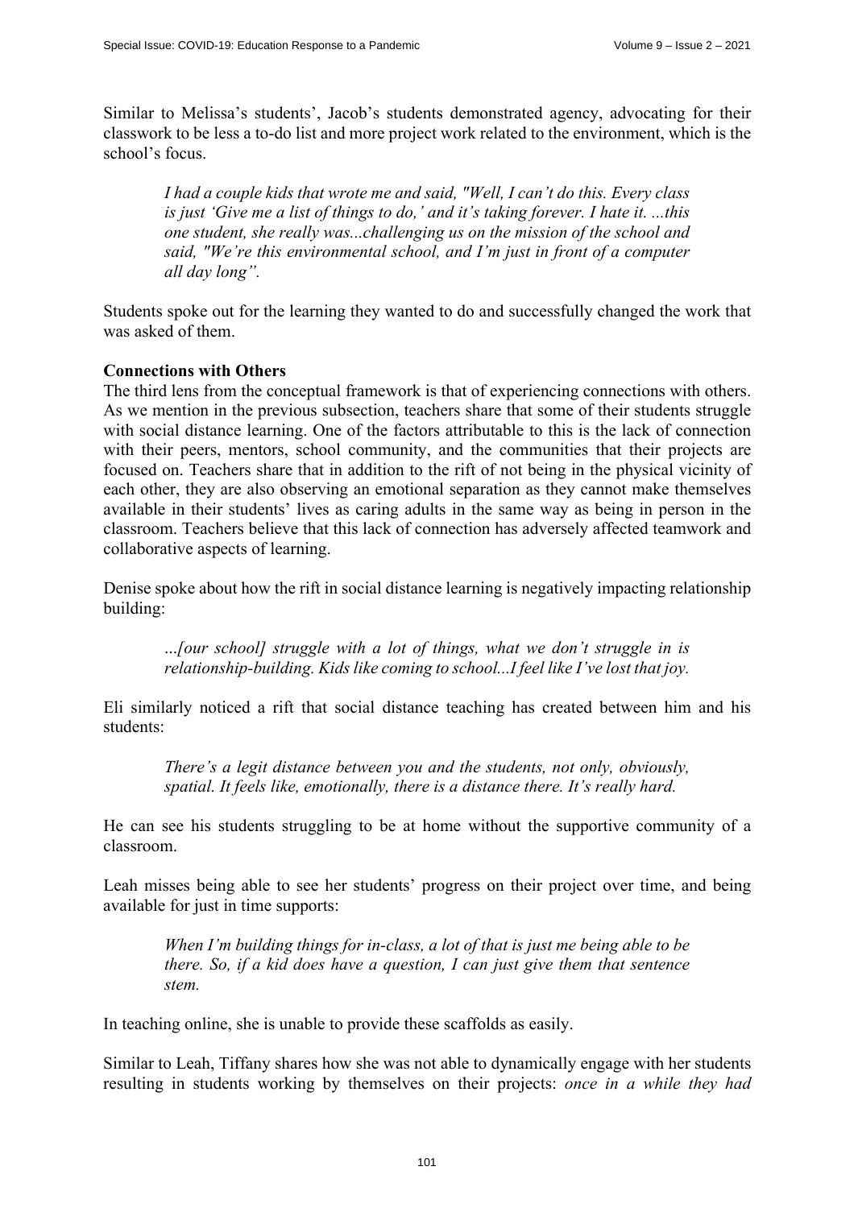Similar to Melissa's students', Jacob's students demonstrated agency, advocating for their classwork to be less a to-do list and more project work related to the environment, which is the school's focus.

> *I had a couple kids that wrote me and said, "Well, I can't do this. Every class is just 'Give me a list of things to do,' and it's taking forever. I hate it. ...this one student, she really was...challenging us on the mission of the school and said, "We're this environmental school, and I'm just in front of a computer all day long".*

Students spoke out for the learning they wanted to do and successfully changed the work that was asked of them.

**Connections with Others**

The third lens from the conceptual framework is that of experiencing connections with others. As we mention in the previous subsection, teachers share that some of their students struggle with social distance learning. One of the factors attributable to this is the lack of connection with their peers, mentors, school community, and the communities that their projects are focused on. Teachers share that in addition to the rift of not being in the physical vicinity of each other, they are also observing an emotional separation as they cannot make themselves available in their students' lives as caring adults in the same way as being in person in the classroom. Teachers believe that this lack of connection has adversely affected teamwork and collaborative aspects of learning.

Denise spoke about how the rift in social distance learning is negatively impacting relationship building:

> *...[our school] struggle with a lot of things, what we don't struggle in is relationship-building. Kids like coming to school...I feel like I've lost that joy.*

Eli similarly noticed a rift that social distance teaching has created between him and his students:

> *There's a legit distance between you and the students, not only, obviously, spatial. It feels like, emotionally, there is a distance there. It's really hard.*

He can see his students struggling to be at home without the supportive community of a classroom.

Leah misses being able to see her students' progress on their project over time, and being available for just in time supports:

> *When I'm building things for in-class, a lot of that is just me being able to be there. So, if a kid does have a question, I can just give them that sentence stem.*

In teaching online, she is unable to provide these scaffolds as easily.

Similar to Leah, Tiffany shares how she was not able to dynamically engage with her students resulting in students working by themselves on their projects: *once in a while they had*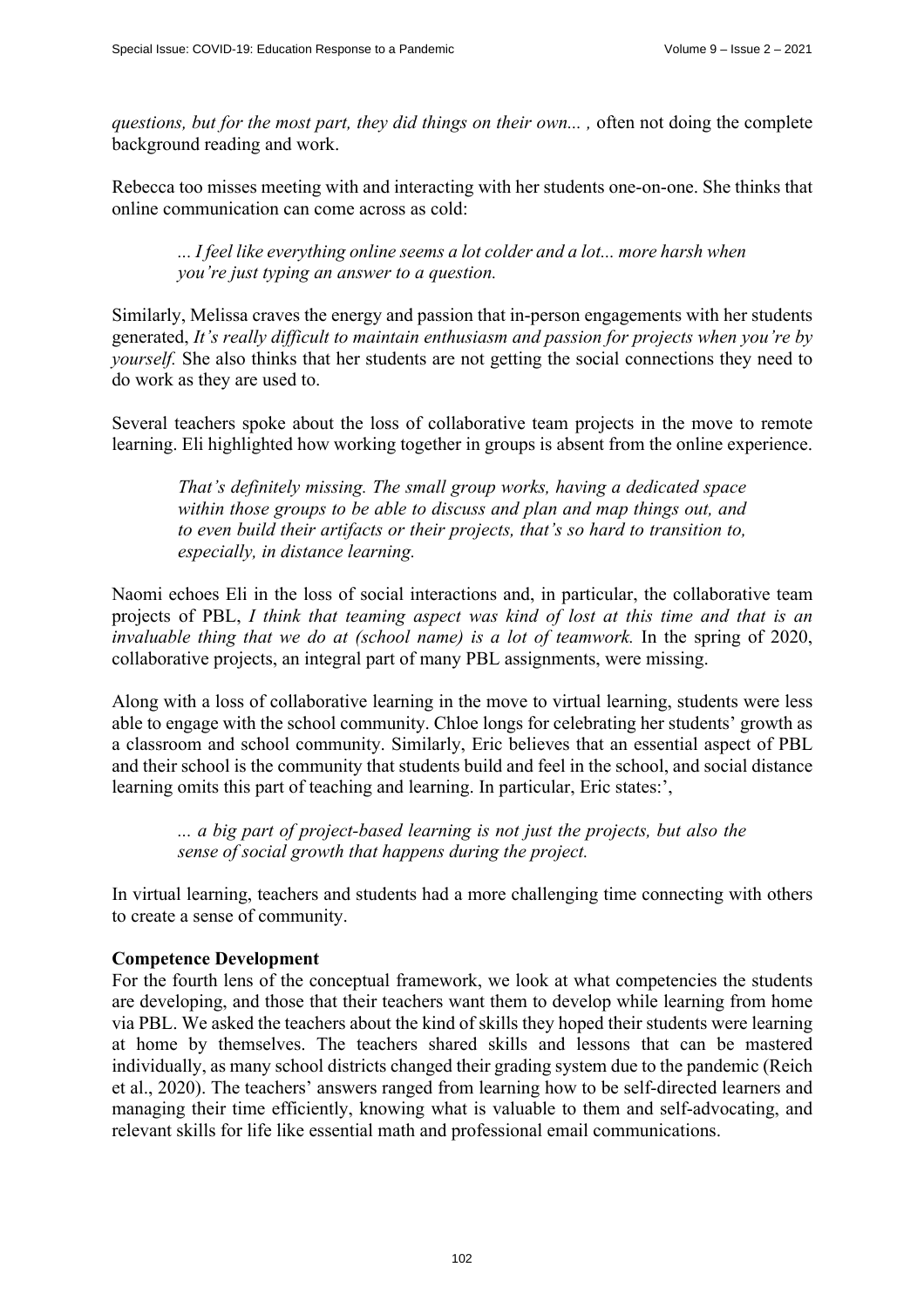*questions, but for the most part, they did things on their own... ,* often not doing the complete background reading and work.

Rebecca too misses meeting with and interacting with her students one-on-one. She thinks that online communication can come across as cold:

> *... I feel like everything online seems a lot colder and a lot... more harsh when you're just typing an answer to a question.*

Similarly, Melissa craves the energy and passion that in-person engagements with her students generated, *It's really difficult to maintain enthusiasm and passion for projects when you're by yourself.* She also thinks that her students are not getting the social connections they need to do work as they are used to.

Several teachers spoke about the loss of collaborative team projects in the move to remote learning. Eli highlighted how working together in groups is absent from the online experience.

> *That's definitely missing. The small group works, having a dedicated space within those groups to be able to discuss and plan and map things out, and to even build their artifacts or their projects, that's so hard to transition to, especially, in distance learning.*

Naomi echoes Eli in the loss of social interactions and, in particular, the collaborative team projects of PBL, *I think that teaming aspect was kind of lost at this time and that is an invaluable thing that we do at (school name) is a lot of teamwork.* In the spring of 2020, collaborative projects, an integral part of many PBL assignments, were missing.

Along with a loss of collaborative learning in the move to virtual learning, students were less able to engage with the school community. Chloe longs for celebrating her students' growth as a classroom and school community. Similarly, Eric believes that an essential aspect of PBL and their school is the community that students build and feel in the school, and social distance learning omits this part of teaching and learning. In particular, Eric states:',

> *... a big part of project-based learning is not just the projects, but also the sense of social growth that happens during the project.*

In virtual learning, teachers and students had a more challenging time connecting with others to create a sense of community.

**Competence Development**

For the fourth lens of the conceptual framework, we look at what competencies the students are developing, and those that their teachers want them to develop while learning from home via PBL. We asked the teachers about the kind of skills they hoped their students were learning at home by themselves. The teachers shared skills and lessons that can be mastered individually, as many school districts changed their grading system due to the pandemic (Reich et al., 2020). The teachers' answers ranged from learning how to be self-directed learners and managing their time efficiently, knowing what is valuable to them and self-advocating, and relevant skills for life like essential math and professional email communications.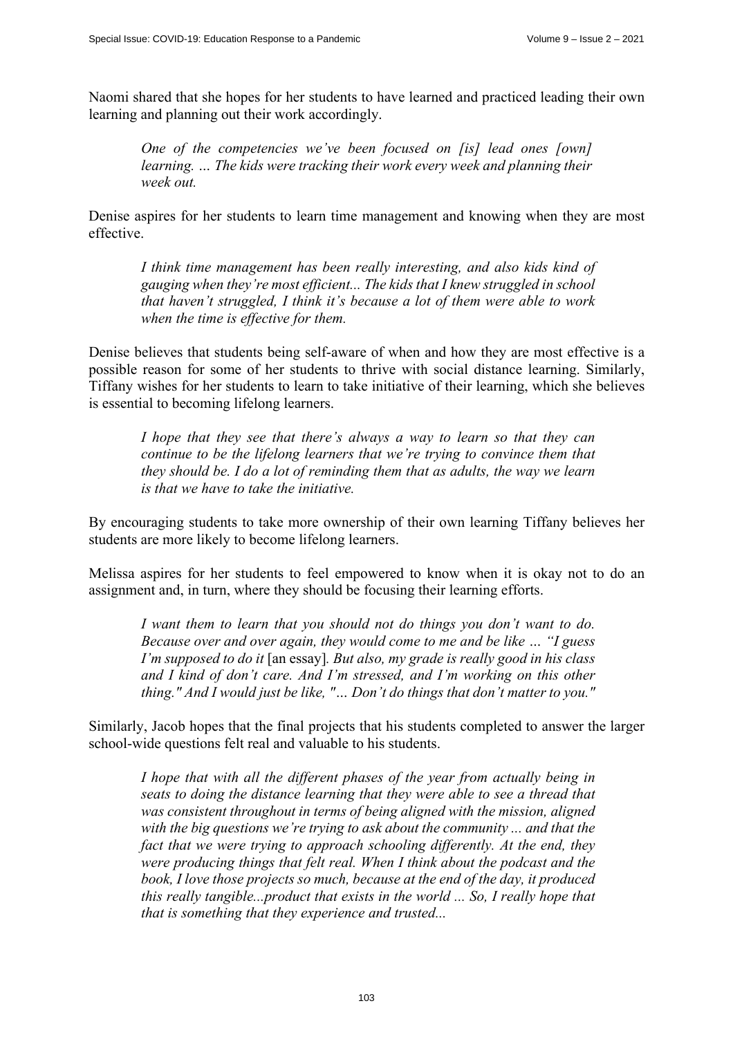Naomi shared that she hopes for her students to have learned and practiced leading their own learning and planning out their work accordingly.

> *One of the competencies we've been focused on [is] lead ones [own] learning. … The kids were tracking their work every week and planning their week out.*

Denise aspires for her students to learn time management and knowing when they are most effective.

> *I think time management has been really interesting, and also kids kind of gauging when they're most efficient... The kids that I knew struggled in school that haven't struggled, I think it's because a lot of them were able to work when the time is effective for them.*

Denise believes that students being self-aware of when and how they are most effective is a possible reason for some of her students to thrive with social distance learning. Similarly, Tiffany wishes for her students to learn to take initiative of their learning, which she believes is essential to becoming lifelong learners.

> *I hope that they see that there's always a way to learn so that they can continue to be the lifelong learners that we're trying to convince them that they should be. I do a lot of reminding them that as adults, the way we learn is that we have to take the initiative.*

By encouraging students to take more ownership of their own learning Tiffany believes her students are more likely to become lifelong learners.

Melissa aspires for her students to feel empowered to know when it is okay not to do an assignment and, in turn, where they should be focusing their learning efforts.

> *I want them to learn that you should not do things you don't want to do. Because over and over again, they would come to me and be like … "I guess I'm supposed to do it* [an essay]*. But also, my grade is really good in his class and I kind of don't care. And I'm stressed, and I'm working on this other thing." And I would just be like, "… Don't do things that don't matter to you."*

Similarly, Jacob hopes that the final projects that his students completed to answer the larger school-wide questions felt real and valuable to his students.

> *I hope that with all the different phases of the year from actually being in seats to doing the distance learning that they were able to see a thread that was consistent throughout in terms of being aligned with the mission, aligned with the big questions we're trying to ask about the community ... and that the fact that we were trying to approach schooling differently. At the end, they were producing things that felt real. When I think about the podcast and the book, I love those projects so much, because at the end of the day, it produced this really tangible...product that exists in the world ... So, I really hope that that is something that they experience and trusted...*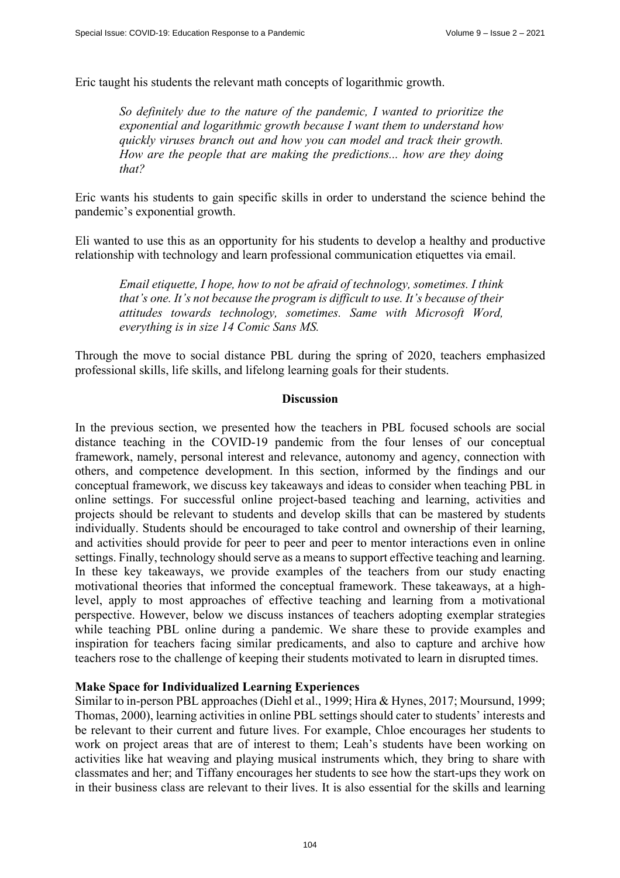Eric taught his students the relevant math concepts of logarithmic growth.

> *So definitely due to the nature of the pandemic, I wanted to prioritize the exponential and logarithmic growth because I want them to understand how quickly viruses branch out and how you can model and track their growth. How are the people that are making the predictions... how are they doing that?*

Eric wants his students to gain specific skills in order to understand the science behind the pandemic's exponential growth.

Eli wanted to use this as an opportunity for his students to develop a healthy and productive relationship with technology and learn professional communication etiquettes via email.

> *Email etiquette, I hope, how to not be afraid of technology, sometimes. I think that's one. It's not because the program is difficult to use. It's because of their attitudes towards technology, sometimes. Same with Microsoft Word, everything is in size 14 Comic Sans MS.*

Through the move to social distance PBL during the spring of 2020, teachers emphasized professional skills, life skills, and lifelong learning goals for their students.

## Discussion

In the previous section, we presented how the teachers in PBL focused schools are social distance teaching in the COVID-19 pandemic from the four lenses of our conceptual framework, namely, personal interest and relevance, autonomy and agency, connection with others, and competence development. In this section, informed by the findings and our conceptual framework, we discuss key takeaways and ideas to consider when teaching PBL in online settings. For successful online project-based teaching and learning, activities and projects should be relevant to students and develop skills that can be mastered by students individually. Students should be encouraged to take control and ownership of their learning, and activities should provide for peer to peer and peer to mentor interactions even in online settings. Finally, technology should serve as a means to support effective teaching and learning. In these key takeaways, we provide examples of the teachers from our study enacting motivational theories that informed the conceptual framework. These takeaways, at a high-level, apply to most approaches of effective teaching and learning from a motivational perspective. However, below we discuss instances of teachers adopting exemplar strategies while teaching PBL online during a pandemic. We share these to provide examples and inspiration for teachers facing similar predicaments, and also to capture and archive how teachers rose to the challenge of keeping their students motivated to learn in disrupted times.

### Make Space for Individualized Learning Experiences

Similar to in-person PBL approaches (Diehl et al., 1999; Hira & Hynes, 2017; Moursund, 1999; Thomas, 2000), learning activities in online PBL settings should cater to students' interests and be relevant to their current and future lives. For example, Chloe encourages her students to work on project areas that are of interest to them; Leah's students have been working on activities like hat weaving and playing musical instruments which, they bring to share with classmates and her; and Tiffany encourages her students to see how the start-ups they work on in their business class are relevant to their lives. It is also essential for the skills and learning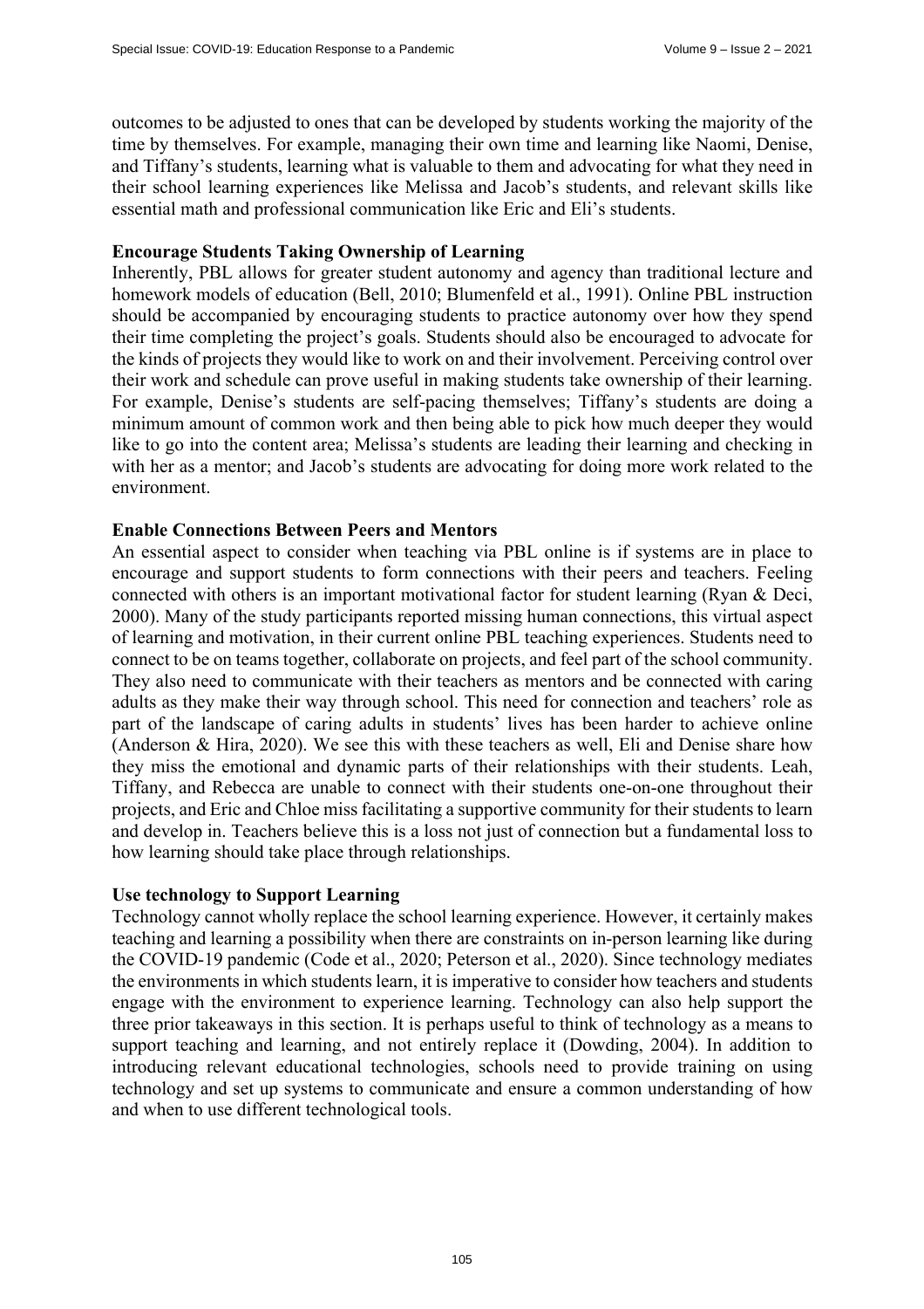outcomes to be adjusted to ones that can be developed by students working the majority of the time by themselves. For example, managing their own time and learning like Naomi, Denise, and Tiffany's students, learning what is valuable to them and advocating for what they need in their school learning experiences like Melissa and Jacob's students, and relevant skills like essential math and professional communication like Eric and Eli's students.

### Encourage Students Taking Ownership of Learning

Inherently, PBL allows for greater student autonomy and agency than traditional lecture and homework models of education (Bell, 2010; Blumenfeld et al., 1991). Online PBL instruction should be accompanied by encouraging students to practice autonomy over how they spend their time completing the project's goals. Students should also be encouraged to advocate for the kinds of projects they would like to work on and their involvement. Perceiving control over their work and schedule can prove useful in making students take ownership of their learning. For example, Denise's students are self-pacing themselves; Tiffany's students are doing a minimum amount of common work and then being able to pick how much deeper they would like to go into the content area; Melissa's students are leading their learning and checking in with her as a mentor; and Jacob's students are advocating for doing more work related to the environment.

### Enable Connections Between Peers and Mentors

An essential aspect to consider when teaching via PBL online is if systems are in place to encourage and support students to form connections with their peers and teachers. Feeling connected with others is an important motivational factor for student learning (Ryan & Deci, 2000). Many of the study participants reported missing human connections, this virtual aspect of learning and motivation, in their current online PBL teaching experiences. Students need to connect to be on teams together, collaborate on projects, and feel part of the school community. They also need to communicate with their teachers as mentors and be connected with caring adults as they make their way through school. This need for connection and teachers' role as part of the landscape of caring adults in students' lives has been harder to achieve online (Anderson & Hira, 2020). We see this with these teachers as well, Eli and Denise share how they miss the emotional and dynamic parts of their relationships with their students. Leah, Tiffany, and Rebecca are unable to connect with their students one-on-one throughout their projects, and Eric and Chloe miss facilitating a supportive community for their students to learn and develop in. Teachers believe this is a loss not just of connection but a fundamental loss to how learning should take place through relationships.

### Use technology to Support Learning

Technology cannot wholly replace the school learning experience. However, it certainly makes teaching and learning a possibility when there are constraints on in-person learning like during the COVID-19 pandemic (Code et al., 2020; Peterson et al., 2020). Since technology mediates the environments in which students learn, it is imperative to consider how teachers and students engage with the environment to experience learning. Technology can also help support the three prior takeaways in this section. It is perhaps useful to think of technology as a means to support teaching and learning, and not entirely replace it (Dowding, 2004). In addition to introducing relevant educational technologies, schools need to provide training on using technology and set up systems to communicate and ensure a common understanding of how and when to use different technological tools.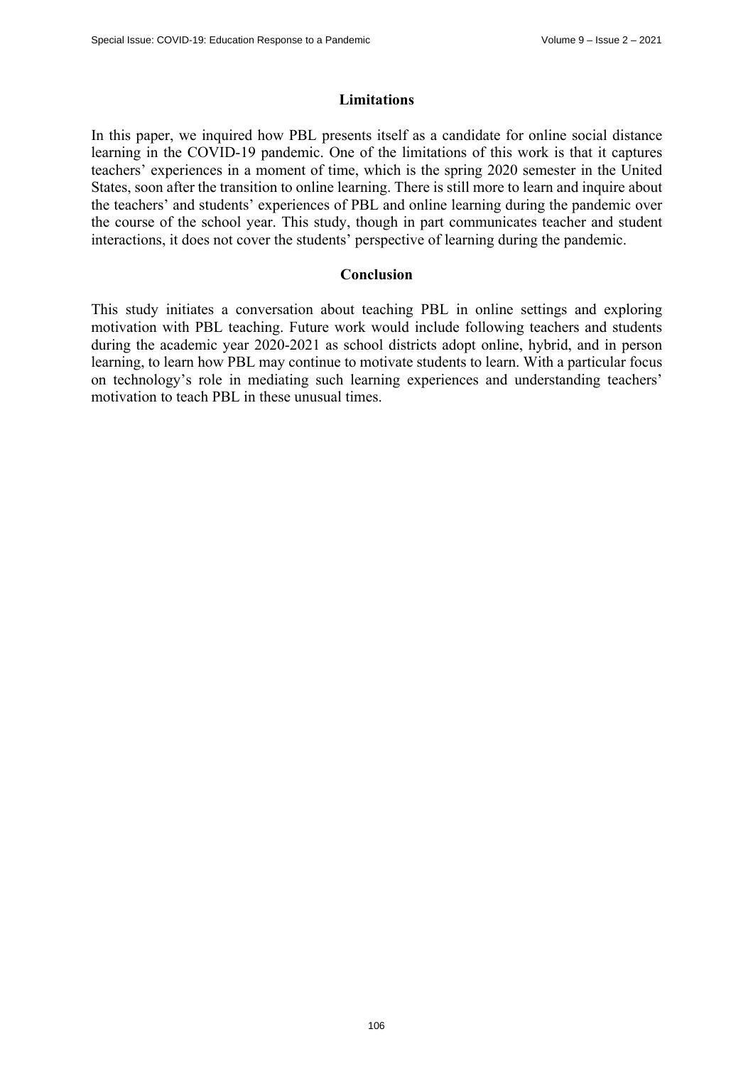## Limitations

In this paper, we inquired how PBL presents itself as a candidate for online social distance learning in the COVID-19 pandemic. One of the limitations of this work is that it captures teachers' experiences in a moment of time, which is the spring 2020 semester in the United States, soon after the transition to online learning. There is still more to learn and inquire about the teachers' and students' experiences of PBL and online learning during the pandemic over the course of the school year. This study, though in part communicates teacher and student interactions, it does not cover the students' perspective of learning during the pandemic.

## Conclusion

This study initiates a conversation about teaching PBL in online settings and exploring motivation with PBL teaching. Future work would include following teachers and students during the academic year 2020-2021 as school districts adopt online, hybrid, and in person learning, to learn how PBL may continue to motivate students to learn. With a particular focus on technology's role in mediating such learning experiences and understanding teachers' motivation to teach PBL in these unusual times.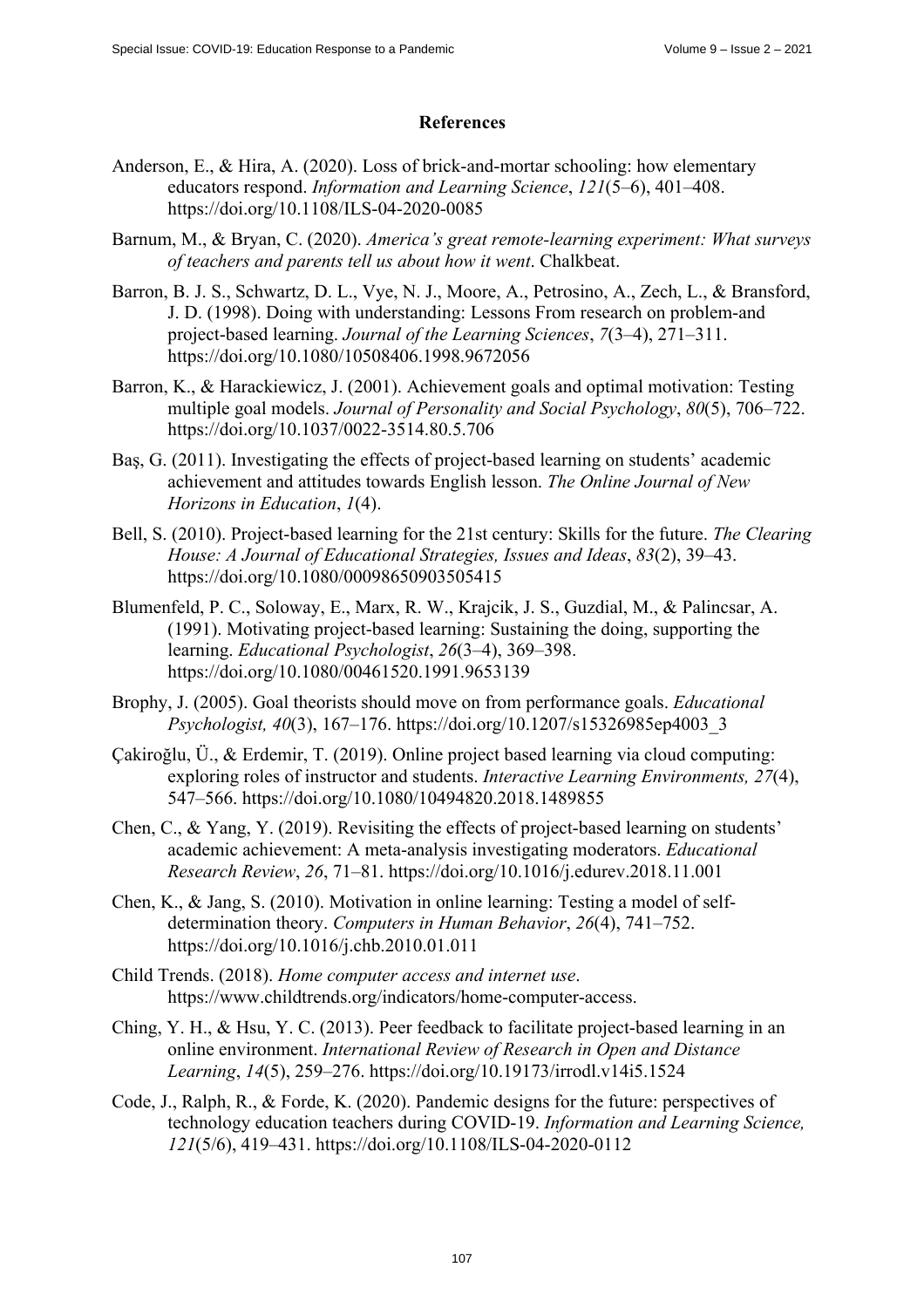## References

Anderson, E., & Hira, A. (2020). Loss of brick-and-mortar schooling: how elementary educators respond. *Information and Learning Science*, *121*(5–6), 401–408. https://doi.org/10.1108/ILS-04-2020-0085

Barnum, M., & Bryan, C. (2020). *America's great remote-learning experiment: What surveys of teachers and parents tell us about how it went*. Chalkbeat.

Barron, B. J. S., Schwartz, D. L., Vye, N. J., Moore, A., Petrosino, A., Zech, L., & Bransford, J. D. (1998). Doing with understanding: Lessons From research on problem-and project-based learning. *Journal of the Learning Sciences*, *7*(3–4), 271–311. https://doi.org/10.1080/10508406.1998.9672056

Barron, K., & Harackiewicz, J. (2001). Achievement goals and optimal motivation: Testing multiple goal models. *Journal of Personality and Social Psychology*, *80*(5), 706–722. https://doi.org/10.1037/0022-3514.80.5.706

Baş, G. (2011). Investigating the effects of project-based learning on students' academic achievement and attitudes towards English lesson. *The Online Journal of New Horizons in Education*, *1*(4).

Bell, S. (2010). Project-based learning for the 21st century: Skills for the future. *The Clearing House: A Journal of Educational Strategies, Issues and Ideas*, *83*(2), 39–43. https://doi.org/10.1080/00098650903505415

Blumenfeld, P. C., Soloway, E., Marx, R. W., Krajcik, J. S., Guzdial, M., & Palincsar, A. (1991). Motivating project-based learning: Sustaining the doing, supporting the learning. *Educational Psychologist*, *26*(3–4), 369–398. https://doi.org/10.1080/00461520.1991.9653139

Brophy, J. (2005). Goal theorists should move on from performance goals. *Educational Psychologist, 40*(3), 167–176. https://doi.org/10.1207/s15326985ep4003_3

Çakiroğlu, Ü., & Erdemir, T. (2019). Online project based learning via cloud computing: exploring roles of instructor and students. *Interactive Learning Environments, 27*(4), 547–566. https://doi.org/10.1080/10494820.2018.1489855

Chen, C., & Yang, Y. (2019). Revisiting the effects of project-based learning on students' academic achievement: A meta-analysis investigating moderators. *Educational Research Review*, *26*, 71–81. https://doi.org/10.1016/j.edurev.2018.11.001

Chen, K., & Jang, S. (2010). Motivation in online learning: Testing a model of self-determination theory. *Computers in Human Behavior*, *26*(4), 741–752. https://doi.org/10.1016/j.chb.2010.01.011

Child Trends. (2018). *Home computer access and internet use*. https://www.childtrends.org/indicators/home-computer-access.

Ching, Y. H., & Hsu, Y. C. (2013). Peer feedback to facilitate project-based learning in an online environment. *International Review of Research in Open and Distance Learning*, *14*(5), 259–276. https://doi.org/10.19173/irrodl.v14i5.1524

Code, J., Ralph, R., & Forde, K. (2020). Pandemic designs for the future: perspectives of technology education teachers during COVID-19. *Information and Learning Science, 121*(5/6), 419–431. https://doi.org/10.1108/ILS-04-2020-0112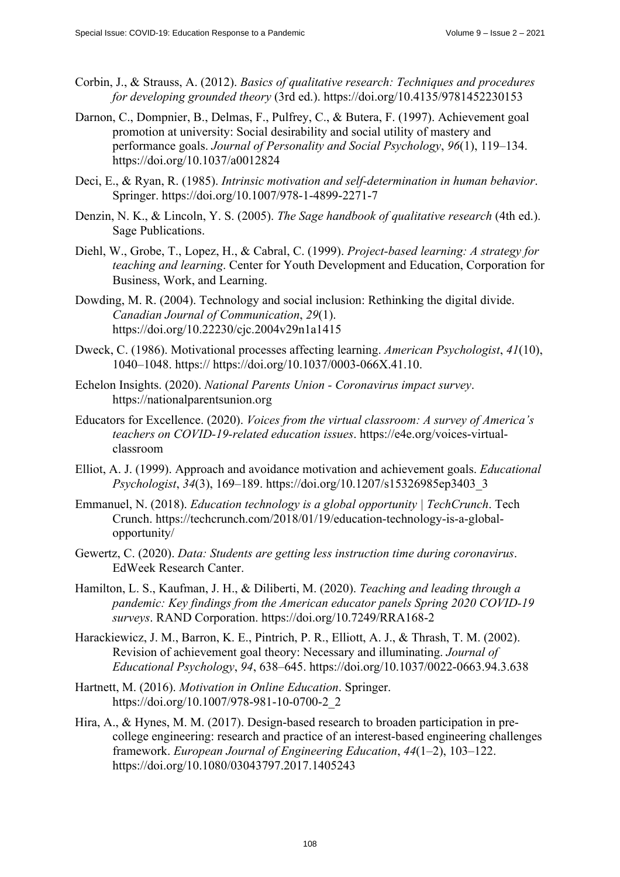Corbin, J., & Strauss, A. (2012). *Basics of qualitative research: Techniques and procedures for developing grounded theory* (3rd ed.). https://doi.org/10.4135/9781452230153

Darnon, C., Dompnier, B., Delmas, F., Pulfrey, C., & Butera, F. (1997). Achievement goal promotion at university: Social desirability and social utility of mastery and performance goals. *Journal of Personality and Social Psychology*, *96*(1), 119–134. https://doi.org/10.1037/a0012824

Deci, E., & Ryan, R. (1985). *Intrinsic motivation and self-determination in human behavior*. Springer. https://doi.org/10.1007/978-1-4899-2271-7

Denzin, N. K., & Lincoln, Y. S. (2005). *The Sage handbook of qualitative research* (4th ed.). Sage Publications.

Diehl, W., Grobe, T., Lopez, H., & Cabral, C. (1999). *Project-based learning: A strategy for teaching and learning*. Center for Youth Development and Education, Corporation for Business, Work, and Learning.

Dowding, M. R. (2004). Technology and social inclusion: Rethinking the digital divide. *Canadian Journal of Communication*, *29*(1). https://doi.org/10.22230/cjc.2004v29n1a1415

Dweck, C. (1986). Motivational processes affecting learning. *American Psychologist*, *41*(10), 1040–1048. https:// https://doi.org/10.1037/0003-066X.41.10.

Echelon Insights. (2020). *National Parents Union - Coronavirus impact survey*. https://nationalparentsunion.org

Educators for Excellence. (2020). *Voices from the virtual classroom: A survey of America's teachers on COVID-19-related education issues*. https://e4e.org/voices-virtual-classroom

Elliot, A. J. (1999). Approach and avoidance motivation and achievement goals. *Educational Psychologist*, *34*(3), 169–189. https://doi.org/10.1207/s15326985ep3403_3

Emmanuel, N. (2018). *Education technology is a global opportunity | TechCrunch*. Tech Crunch. https://techcrunch.com/2018/01/19/education-technology-is-a-global-opportunity/

Gewertz, C. (2020). *Data: Students are getting less instruction time during coronavirus*. EdWeek Research Canter.

Hamilton, L. S., Kaufman, J. H., & Diliberti, M. (2020). *Teaching and leading through a pandemic: Key findings from the American educator panels Spring 2020 COVID-19 surveys*. RAND Corporation. https://doi.org/10.7249/RRA168-2

Harackiewicz, J. M., Barron, K. E., Pintrich, P. R., Elliott, A. J., & Thrash, T. M. (2002). Revision of achievement goal theory: Necessary and illuminating. *Journal of Educational Psychology*, *94*, 638–645. https://doi.org/10.1037/0022-0663.94.3.638

Hartnett, M. (2016). *Motivation in Online Education*. Springer. https://doi.org/10.1007/978-981-10-0700-2_2

Hira, A., & Hynes, M. M. (2017). Design-based research to broaden participation in pre-college engineering: research and practice of an interest-based engineering challenges framework. *European Journal of Engineering Education*, *44*(1–2), 103–122. https://doi.org/10.1080/03043797.2017.1405243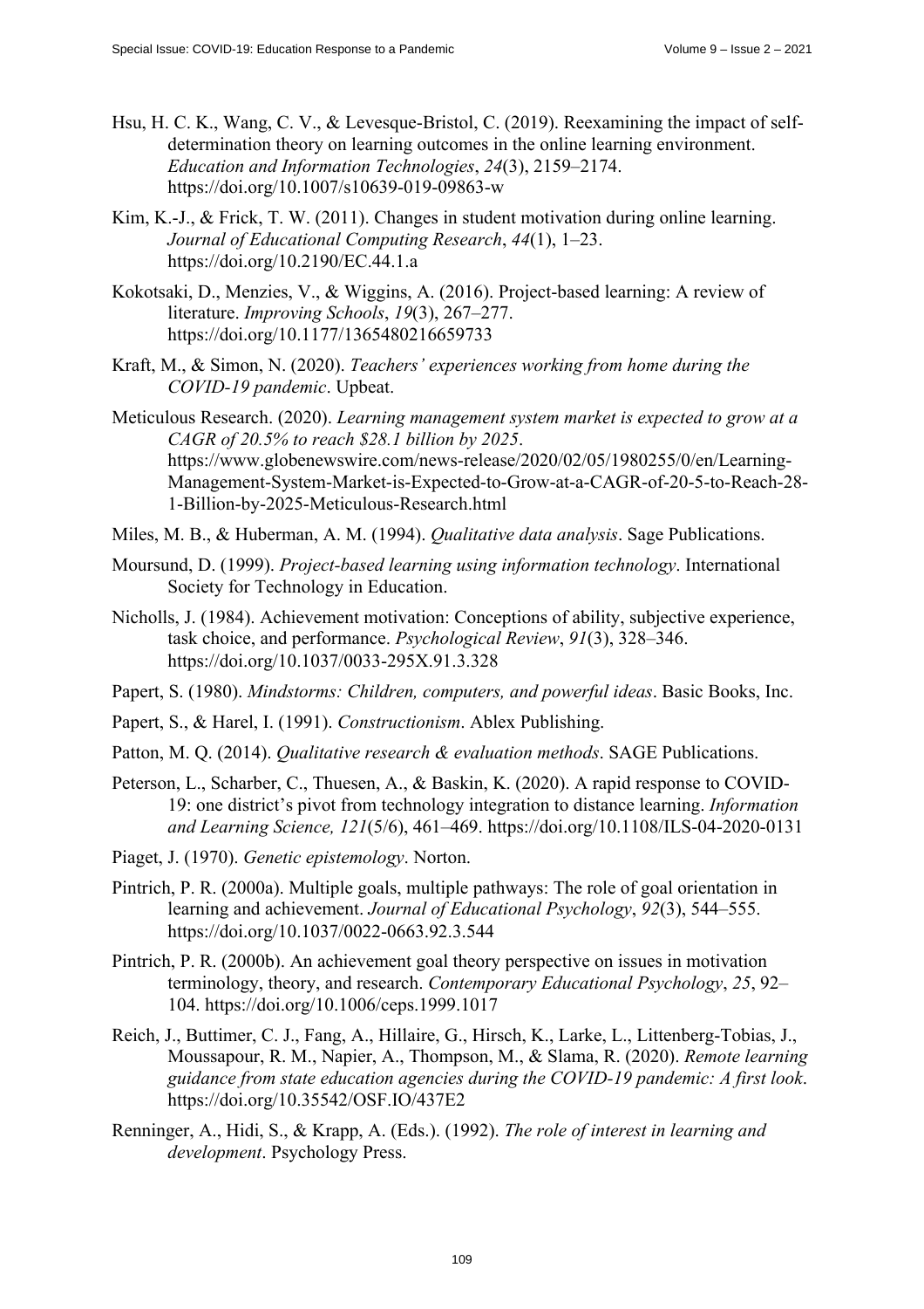Hsu, H. C. K., Wang, C. V., & Levesque-Bristol, C. (2019). Reexamining the impact of self-determination theory on learning outcomes in the online learning environment. *Education and Information Technologies*, *24*(3), 2159–2174. https://doi.org/10.1007/s10639-019-09863-w

Kim, K.-J., & Frick, T. W. (2011). Changes in student motivation during online learning. *Journal of Educational Computing Research*, *44*(1), 1–23. https://doi.org/10.2190/EC.44.1.a

Kokotsaki, D., Menzies, V., & Wiggins, A. (2016). Project-based learning: A review of literature. *Improving Schools*, *19*(3), 267–277. https://doi.org/10.1177/1365480216659733

Kraft, M., & Simon, N. (2020). *Teachers' experiences working from home during the COVID-19 pandemic*. Upbeat.

Meticulous Research. (2020). *Learning management system market is expected to grow at a CAGR of 20.5% to reach $28.1 billion by 2025*. https://www.globenewswire.com/news-release/2020/02/05/1980255/0/en/Learning-Management-System-Market-is-Expected-to-Grow-at-a-CAGR-of-20-5-to-Reach-28-1-Billion-by-2025-Meticulous-Research.html

Miles, M. B., & Huberman, A. M. (1994). *Qualitative data analysis*. Sage Publications.

Moursund, D. (1999). *Project-based learning using information technology*. International Society for Technology in Education.

Nicholls, J. (1984). Achievement motivation: Conceptions of ability, subjective experience, task choice, and performance. *Psychological Review*, *91*(3), 328–346. https://doi.org/10.1037/0033-295X.91.3.328

Papert, S. (1980). *Mindstorms: Children, computers, and powerful ideas*. Basic Books, Inc.

Papert, S., & Harel, I. (1991). *Constructionism*. Ablex Publishing.

Patton, M. Q. (2014). *Qualitative research & evaluation methods*. SAGE Publications.

Peterson, L., Scharber, C., Thuesen, A., & Baskin, K. (2020). A rapid response to COVID-19: one district's pivot from technology integration to distance learning. *Information and Learning Science, 121*(5/6), 461–469. https://doi.org/10.1108/ILS-04-2020-0131

Piaget, J. (1970). *Genetic epistemology*. Norton.

Pintrich, P. R. (2000a). Multiple goals, multiple pathways: The role of goal orientation in learning and achievement. *Journal of Educational Psychology*, *92*(3), 544–555. https://doi.org/10.1037/0022-0663.92.3.544

Pintrich, P. R. (2000b). An achievement goal theory perspective on issues in motivation terminology, theory, and research. *Contemporary Educational Psychology*, *25*, 92–104. https://doi.org/10.1006/ceps.1999.1017

Reich, J., Buttimer, C. J., Fang, A., Hillaire, G., Hirsch, K., Larke, L., Littenberg-Tobias, J., Moussapour, R. M., Napier, A., Thompson, M., & Slama, R. (2020). *Remote learning guidance from state education agencies during the COVID-19 pandemic: A first look*. https://doi.org/10.35542/OSF.IO/437E2

Renninger, A., Hidi, S., & Krapp, A. (Eds.). (1992). *The role of interest in learning and development*. Psychology Press.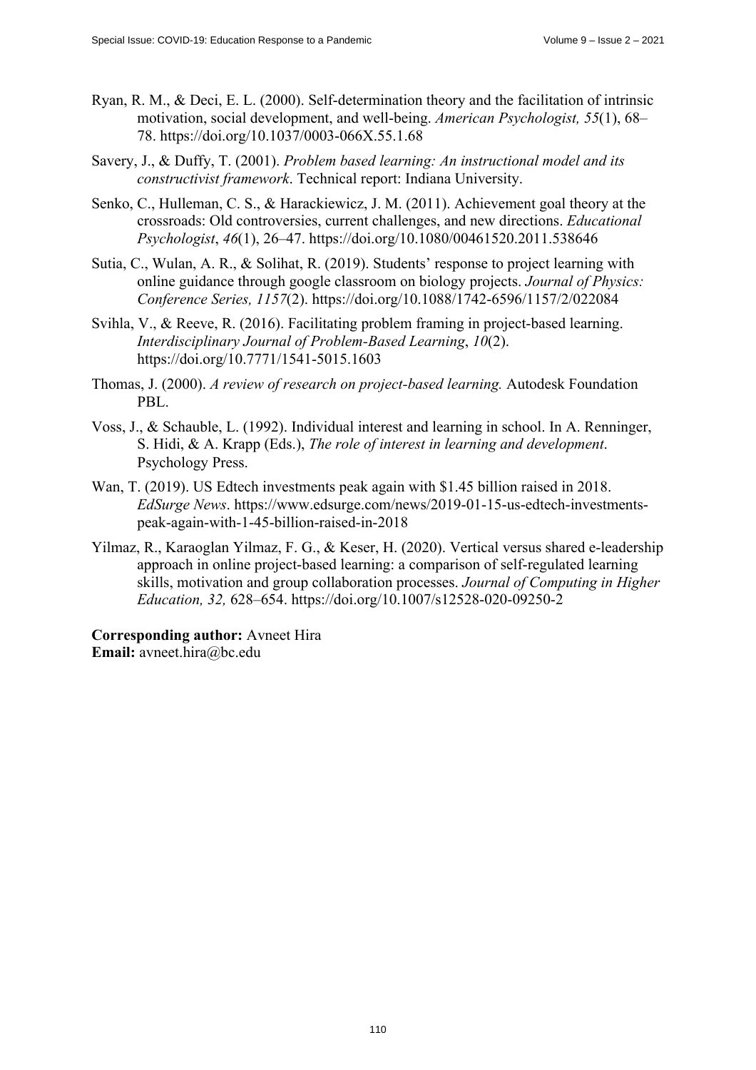Ryan, R. M., & Deci, E. L. (2000). Self-determination theory and the facilitation of intrinsic motivation, social development, and well-being. *American Psychologist, 55*(1), 68–78. https://doi.org/10.1037/0003-066X.55.1.68

Savery, J., & Duffy, T. (2001). *Problem based learning: An instructional model and its constructivist framework*. Technical report: Indiana University.

Senko, C., Hulleman, C. S., & Harackiewicz, J. M. (2011). Achievement goal theory at the crossroads: Old controversies, current challenges, and new directions. *Educational Psychologist*, *46*(1), 26–47. https://doi.org/10.1080/00461520.2011.538646

Sutia, C., Wulan, A. R., & Solihat, R. (2019). Students' response to project learning with online guidance through google classroom on biology projects. *Journal of Physics: Conference Series, 1157*(2). https://doi.org/10.1088/1742-6596/1157/2/022084

Svihla, V., & Reeve, R. (2016). Facilitating problem framing in project-based learning. *Interdisciplinary Journal of Problem-Based Learning*, *10*(2). https://doi.org/10.7771/1541-5015.1603

Thomas, J. (2000). *A review of research on project-based learning.* Autodesk Foundation PBL.

Voss, J., & Schauble, L. (1992). Individual interest and learning in school. In A. Renninger, S. Hidi, & A. Krapp (Eds.), *The role of interest in learning and development*. Psychology Press.

Wan, T. (2019). US Edtech investments peak again with $1.45 billion raised in 2018. *EdSurge News*. https://www.edsurge.com/news/2019-01-15-us-edtech-investments-peak-again-with-1-45-billion-raised-in-2018

Yilmaz, R., Karaoglan Yilmaz, F. G., & Keser, H. (2020). Vertical versus shared e-leadership approach in online project-based learning: a comparison of self-regulated learning skills, motivation and group collaboration processes. *Journal of Computing in Higher Education, 32,* 628–654. https://doi.org/10.1007/s12528-020-09250-2

**Corresponding author:** Avneet Hira
**Email:** avneet.hira@bc.edu